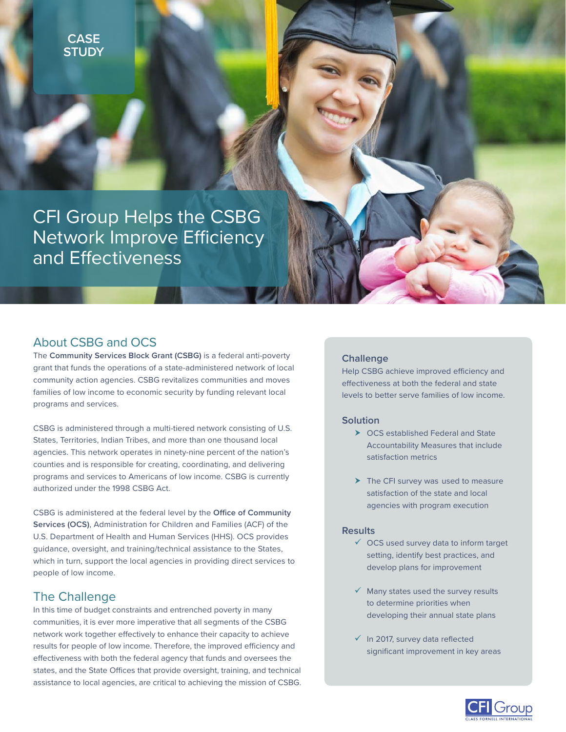CASE STUDY

# CFI Group Helps the CSBG Network Improve Efficiency and Effectiveness

## About CSBG and OCS

The **Community Services Block Grant (CSBG)** is a federal anti-poverty grant that funds the operations of a state-administered network of local community action agencies. CSBG revitalizes communities and moves families of low income to economic security by funding relevant local programs and services.

CSBG is administered through a multi-tiered network consisting of U.S. States, Territories, Indian Tribes, and more than one thousand local agencies. This network operates in ninety-nine percent of the nation's counties and is responsible for creating, coordinating, and delivering programs and services to Americans of low income. CSBG is currently authorized under the 1998 CSBG Act.

CSBG is administered at the federal level by the **Office of Community Services (OCS)**, Administration for Children and Families (ACF) of the U.S. Department of Health and Human Services (HHS). OCS provides guidance, oversight, and training/technical assistance to the States, which in turn, support the local agencies in providing direct services to people of low income.

## The Challenge

In this time of budget constraints and entrenched poverty in many communities, it is ever more imperative that all segments of the CSBG network work together effectively to enhance their capacity to achieve results for people of low income. Therefore, the improved efficiency and effectiveness with both the federal agency that funds and oversees the states, and the State Offices that provide oversight, training, and technical assistance to local agencies, are critical to achieving the mission of CSBG.

### Challenge

Help CSBG achieve improved efficiency and effectiveness at both the federal and state levels to better serve families of low income.

### Solution

- OCS established Federal and State Accountability Measures that include satisfaction metrics
- The CFI survey was used to measure satisfaction of the state and local agencies with program execution

### Results

- ✓ OCS used survey data to inform target setting, identify best practices, and develop plans for improvement
- ✓ Many states used the survey results to determine priorities when developing their annual state plans
- ✓ In 2017, survey data reflected significant improvement in key areas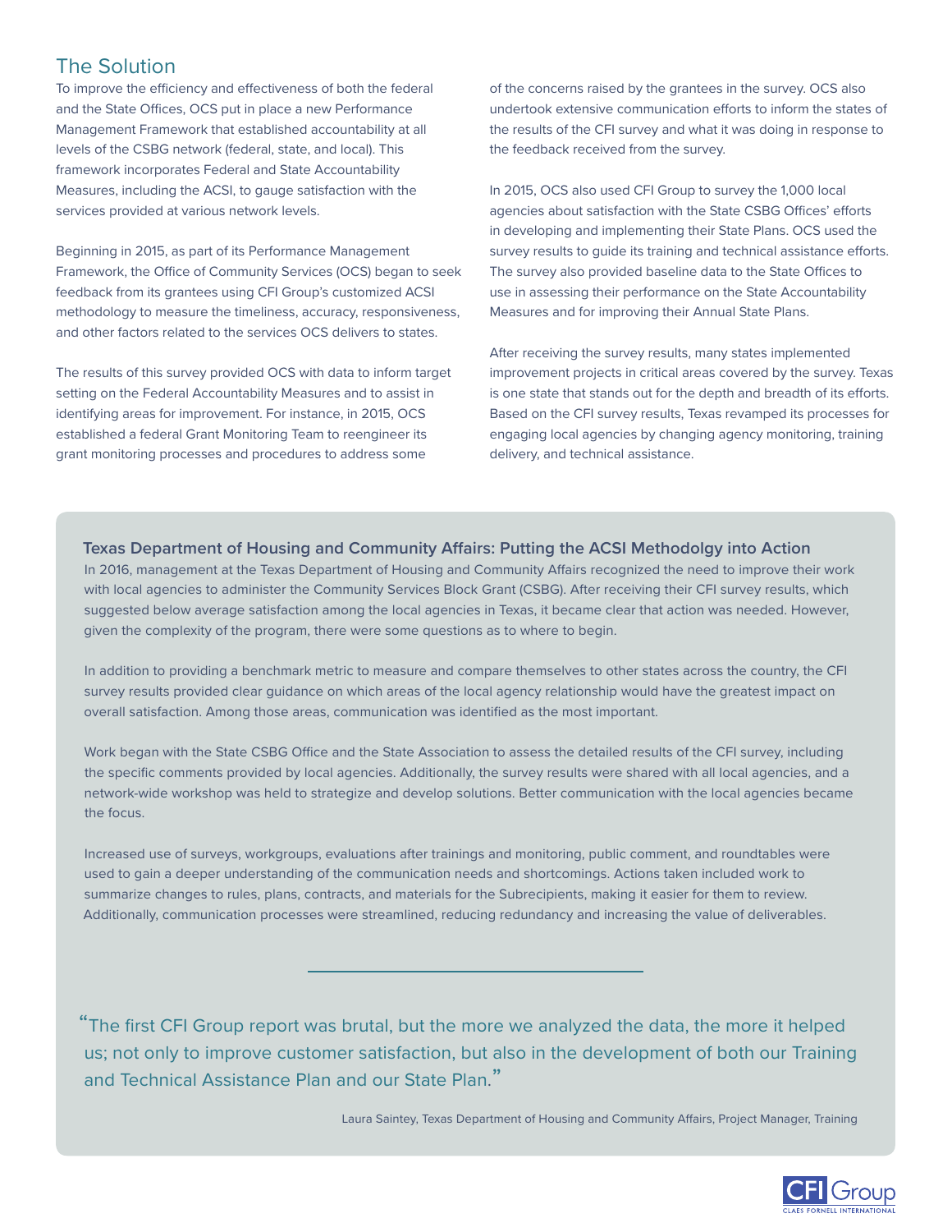## The Solution

To improve the efficiency and effectiveness of both the federal and the State Offices, OCS put in place a new Performance Management Framework that established accountability at all levels of the CSBG network (federal, state, and local). This framework incorporates Federal and State Accountability Measures, including the ACSI, to gauge satisfaction with the services provided at various network levels.

Beginning in 2015, as part of its Performance Management Framework, the Office of Community Services (OCS) began to seek feedback from its grantees using CFI Group's customized ACSI methodology to measure the timeliness, accuracy, responsiveness, and other factors related to the services OCS delivers to states.

The results of this survey provided OCS with data to inform target setting on the Federal Accountability Measures and to assist in identifying areas for improvement. For instance, in 2015, OCS established a federal Grant Monitoring Team to reengineer its grant monitoring processes and procedures to address some of the concerns raised by the grantees in the survey. OCS also undertook extensive communication efforts to inform the states of the results of the CFI survey and what it was doing in response to the feedback received from the survey.

In 2015, OCS also used CFI Group to survey the 1,000 local agencies about satisfaction with the State CSBG Offices' efforts in developing and implementing their State Plans. OCS used the survey results to guide its training and technical assistance efforts. The survey also provided baseline data to the State Offices to use in assessing their performance on the State Accountability Measures and for improving their Annual State Plans.

After receiving the survey results, many states implemented improvement projects in critical areas covered by the survey. Texas is one state that stands out for the depth and breadth of its efforts. Based on the CFI survey results, Texas revamped its processes for engaging local agencies by changing agency monitoring, training delivery, and technical assistance.

### Texas Department of Housing and Community Affairs: Putting the ACSI Methodolgy into Action

In 2016, management at the Texas Department of Housing and Community Affairs recognized the need to improve their work with local agencies to administer the Community Services Block Grant (CSBG). After receiving their CFI survey results, which suggested below average satisfaction among the local agencies in Texas, it became clear that action was needed. However, given the complexity of the program, there were some questions as to where to begin.

In addition to providing a benchmark metric to measure and compare themselves to other states across the country, the CFI survey results provided clear guidance on which areas of the local agency relationship would have the greatest impact on overall satisfaction. Among those areas, communication was identified as the most important.

Work began with the State CSBG Office and the State Association to assess the detailed results of the CFI survey, including the specific comments provided by local agencies. Additionally, the survey results were shared with all local agencies, and a network-wide workshop was held to strategize and develop solutions. Better communication with the local agencies became the focus.

Increased use of surveys, workgroups, evaluations after trainings and monitoring, public comment, and roundtables were used to gain a deeper understanding of the communication needs and shortcomings. Actions taken included work to summarize changes to rules, plans, contracts, and materials for the Subrecipients, making it easier for them to review. Additionally, communication processes were streamlined, reducing redundancy and increasing the value of deliverables.

> "The first CFI Group report was brutal, but the more we analyzed the data, the more it helped us; not only to improve customer satisfaction, but also in the development of both our Training and Technical Assistance Plan and our State Plan."

Laura Saintey, Texas Department of Housing and Community Affairs, Project Manager, Training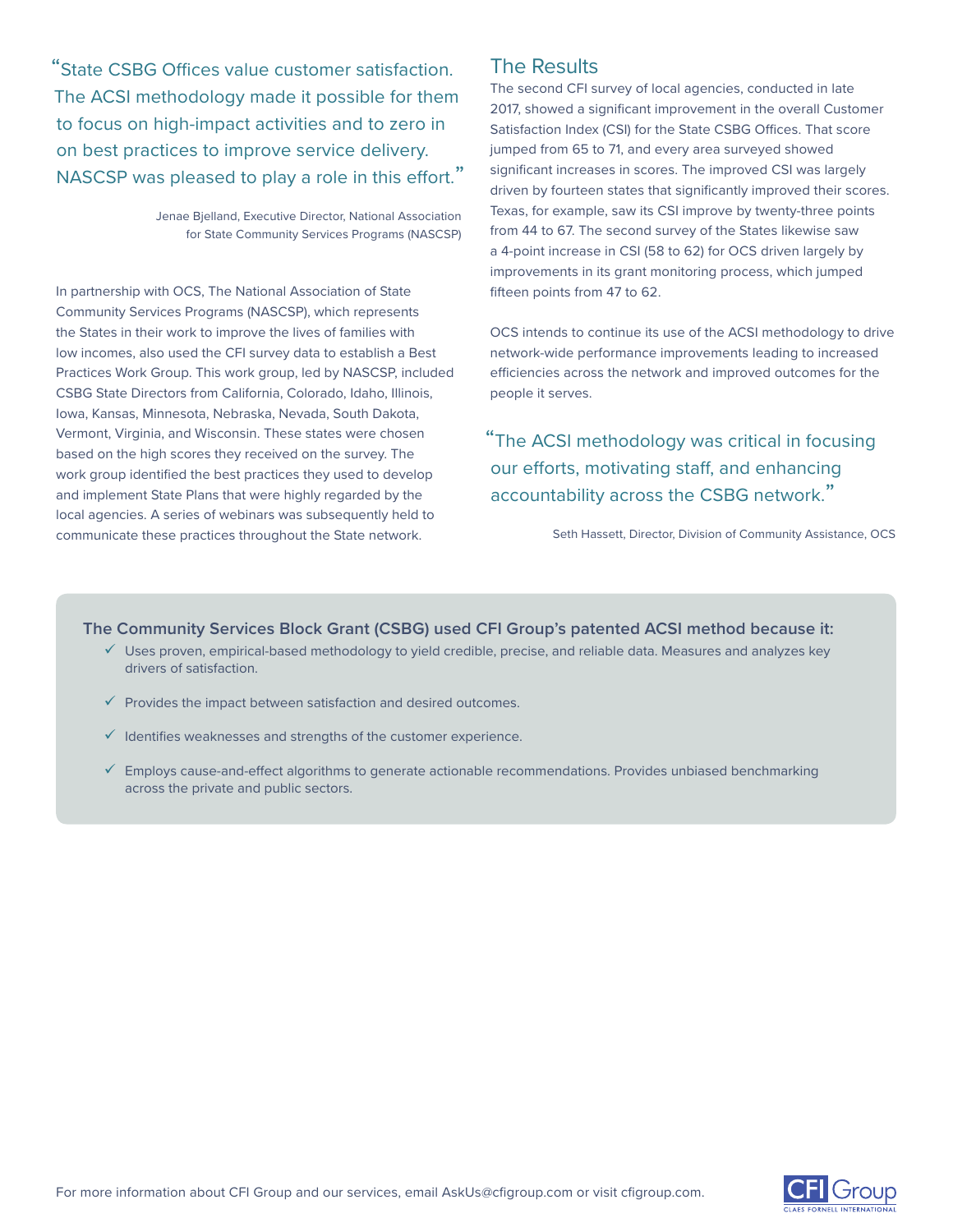"State CSBG Offices value customer satisfaction. The ACSI methodology made it possible for them to focus on high-impact activities and to zero in on best practices to improve service delivery. NASCSP was pleased to play a role in this effort."

Jenae Bjelland, Executive Director, National Association for State Community Services Programs (NASCSP)

In partnership with OCS, The National Association of State Community Services Programs (NASCSP), which represents the States in their work to improve the lives of families with low incomes, also used the CFI survey data to establish a Best Practices Work Group. This work group, led by NASCSP, included CSBG State Directors from California, Colorado, Idaho, Illinois, Iowa, Kansas, Minnesota, Nebraska, Nevada, South Dakota, Vermont, Virginia, and Wisconsin. These states were chosen based on the high scores they received on the survey. The work group identified the best practices they used to develop and implement State Plans that were highly regarded by the local agencies. A series of webinars was subsequently held to communicate these practices throughout the State network.

## The Results

The second CFI survey of local agencies, conducted in late 2017, showed a significant improvement in the overall Customer Satisfaction Index (CSI) for the State CSBG Offices. That score jumped from 65 to 71, and every area surveyed showed significant increases in scores. The improved CSI was largely driven by fourteen states that significantly improved their scores. Texas, for example, saw its CSI improve by twenty-three points from 44 to 67. The second survey of the States likewise saw a 4-point increase in CSI (58 to 62) for OCS driven largely by improvements in its grant monitoring process, which jumped fifteen points from 47 to 62.

OCS intends to continue its use of the ACSI methodology to drive network-wide performance improvements leading to increased efficiencies across the network and improved outcomes for the people it serves.

"The ACSI methodology was critical in focusing our efforts, motivating staff, and enhancing accountability across the CSBG network."

Seth Hassett, Director, Division of Community Assistance, OCS

**The Community Services Block Grant (CSBG) used CFI Group's patented ACSI method because it:**

- ✓ Uses proven, empirical-based methodology to yield credible, precise, and reliable data. Measures and analyzes key drivers of satisfaction.
- ✓ Provides the impact between satisfaction and desired outcomes.
- ✓ Identifies weaknesses and strengths of the customer experience.
- ✓ Employs cause-and-effect algorithms to generate actionable recommendations. Provides unbiased benchmarking across the private and public sectors.

For more information about CFI Group and our services, email AskUs@cfigroup.com or visit cfigroup.com.

CFI Group
CLAES FORNELL INTERNATIONAL